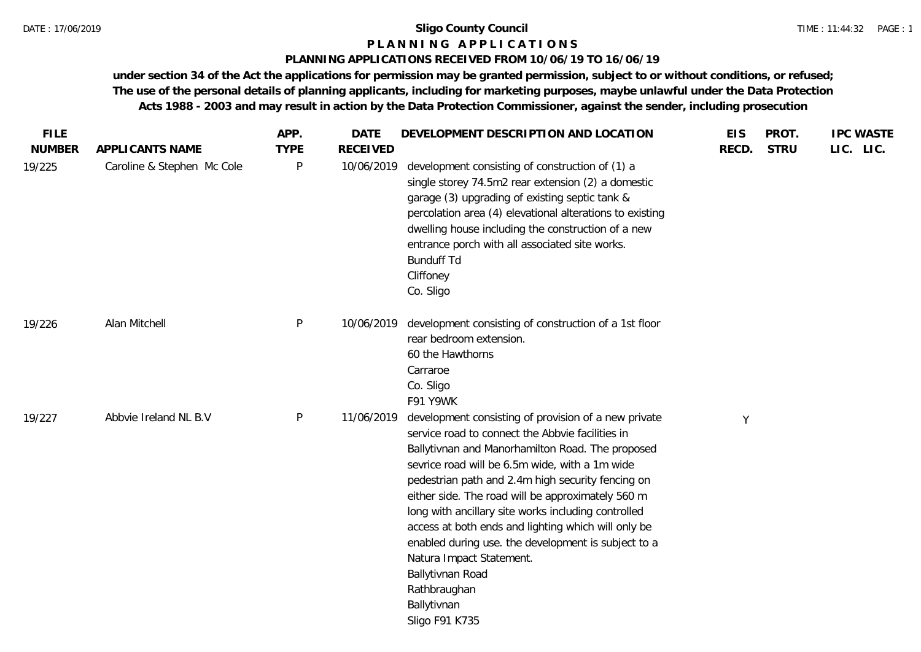**Sligo County Council**

**P L A N N I N G   A P P L I C A T I O N S**

**PLANNING APPLICATIONS RECEIVED FROM 10/06/19 TO 16/06/19**

**under section 34 of the Act the applications for permission may be granted permission, subject to or without conditions, or refused; The use of the personal details of planning applicants, including for marketing purposes, maybe unlawful under the Data Protection Acts 1988 - 2003 and may result in action by the Data Protection Commissioner, against the sender, including prosecution**

| FILE NUMBER | APPLICANTS NAME | APP. TYPE | DATE RECEIVED | DEVELOPMENT DESCRIPTION AND LOCATION | EIS RECD. | PROT. STRU | IPC LIC. | WASTE LIC. |
|---|---|---|---|---|---|---|---|---|
| 19/225 | Caroline & Stephen Mc Cole | P | 10/06/2019 | development consisting of construction of (1) a single storey 74.5m2 rear extension (2) a domestic garage (3) upgrading of existing septic tank & percolation area (4) elevational alterations to existing dwelling house including the construction of a new entrance porch with all associated site works.<br>Bunduff Td<br>Cliffoney<br>Co. Sligo | | | | |
| 19/226 | Alan Mitchell | P | 10/06/2019 | development consisting of construction of a 1st floor rear bedroom extension.<br>60 the Hawthorns<br>Carraroe<br>Co. Sligo<br>F91 Y9WK | | | | |
| 19/227 | Abbvie Ireland NL B.V | P | 11/06/2019 | development consisting of provision of a new private service road to connect the Abbvie facilities in Ballytivnan and Manorhamilton Road. The proposed sevrice road will be 6.5m wide, with a 1m wide pedestrian path and 2.4m high security fencing on either side. The road will be approximately 560 m long with ancillary site works including controlled access at both ends and lighting which will only be enabled during use. the development is subject to a Natura Impact Statement.<br>Ballytivnan Road<br>Rathbraughan<br>Ballytivnan<br>Sligo F91 K735 | Y | | | |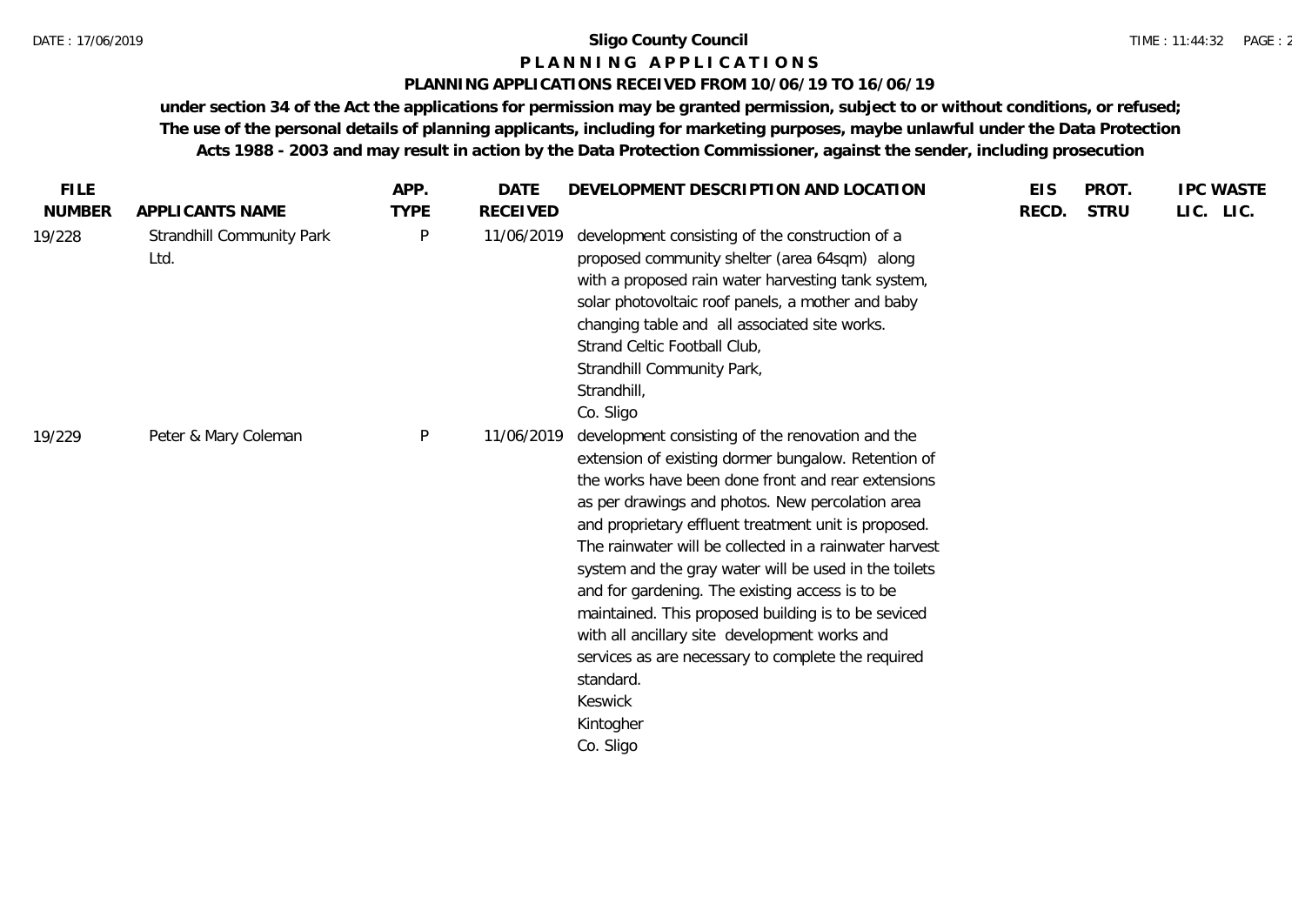**Sligo County Council**

**P L A N N I N G   A P P L I C A T I O N S**

**PLANNING APPLICATIONS RECEIVED FROM 10/06/19 TO 16/06/19**

**under section 34 of the Act the applications for permission may be granted permission, subject to or without conditions, or refused; The use of the personal details of planning applicants, including for marketing purposes, maybe unlawful under the Data Protection Acts 1988 - 2003 and may result in action by the Data Protection Commissioner, against the sender, including prosecution**

| FILE NUMBER | APPLICANTS NAME | APP. TYPE | DATE RECEIVED | DEVELOPMENT DESCRIPTION AND LOCATION | EIS RECD. | PROT. STRU | IPC LIC. | WASTE LIC. |
|---|---|---|---|---|---|---|---|---|
| 19/228 | Strandhill Community Park Ltd. | P | 11/06/2019 | development consisting of the construction of a proposed community shelter (area 64sqm) along with a proposed rain water harvesting tank system, solar photovoltaic roof panels, a mother and baby changing table and all associated site works. Strand Celtic Football Club, Strandhill Community Park, Strandhill, Co. Sligo | | | | |
| 19/229 | Peter & Mary Coleman | P | 11/06/2019 | development consisting of the renovation and the extension of existing dormer bungalow. Retention of the works have been done front and rear extensions as per drawings and photos. New percolation area and proprietary effluent treatment unit is proposed. The rainwater will be collected in a rainwater harvest system and the gray water will be used in the toilets and for gardening. The existing access is to be maintained. This proposed building is to be seviced with all ancillary site development works and services as are necessary to complete the required standard. Keswick Kintogher Co. Sligo | | | | |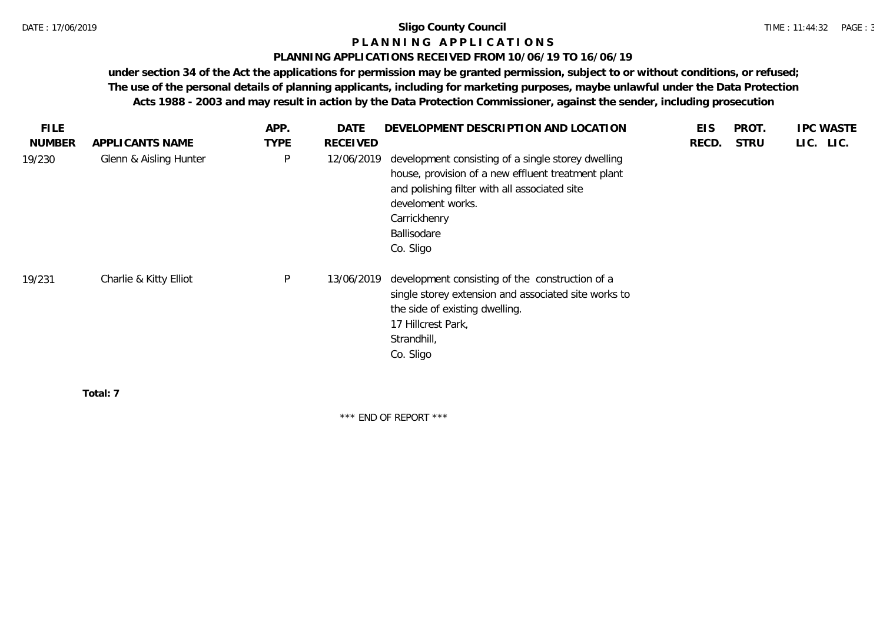**Sligo County Council**

**P L A N N I N G   A P P L I C A T I O N S**

**PLANNING APPLICATIONS RECEIVED FROM 10/06/19 TO 16/06/19**

**under section 34 of the Act the applications for permission may be granted permission, subject to or without conditions, or refused; The use of the personal details of planning applicants, including for marketing purposes, maybe unlawful under the Data Protection Acts 1988 - 2003 and may result in action by the Data Protection Commissioner, against the sender, including prosecution**

| FILE NUMBER | APPLICANTS NAME | APP. TYPE | DATE RECEIVED | DEVELOPMENT DESCRIPTION AND LOCATION | EIS RECD. | PROT. STRU | IPC LIC. | WASTE LIC. |
|---|---|---|---|---|---|---|---|---|
| 19/230 | Glenn & Aisling Hunter | P | 12/06/2019 | development consisting of a single storey dwelling house, provision of a new effluent treatment plant and polishing filter with all associated site develoment works.<br>Carrickhenry<br>Ballisodare<br>Co. Sligo | | | | |
| 19/231 | Charlie & Kitty Elliot | P | 13/06/2019 | development consisting of the construction of a single storey extension and associated site works to the side of existing dwelling.<br>17 Hillcrest Park,<br>Strandhill,<br>Co. Sligo | | | | |

**Total: 7**

\*\*\* END OF REPORT \*\*\*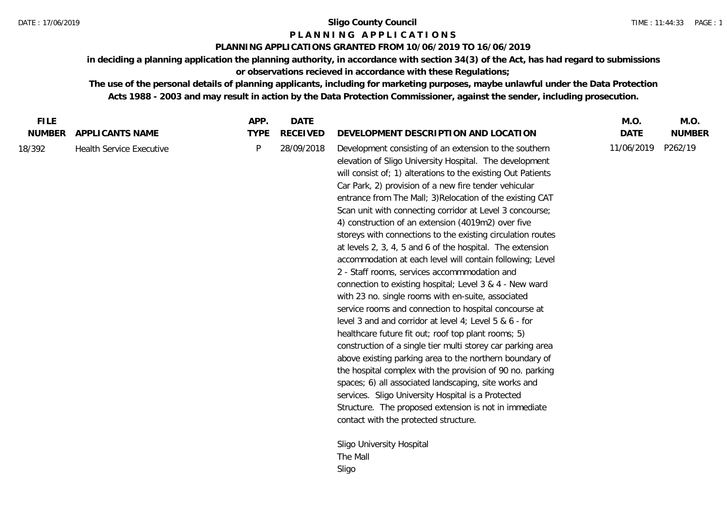**Sligo County Council**

**P L A N N I N G   A P P L I C A T I O N S**

**PLANNING APPLICATIONS GRANTED FROM 10/06/2019 TO 16/06/2019**

**in deciding a planning application the planning authority, in accordance with section 34(3) of the Act, has had regard to submissions or observations recieved in accordance with these Regulations;**

**The use of the personal details of planning applicants, including for marketing purposes, maybe unlawful under the Data Protection Acts 1988 - 2003 and may result in action by the Data Protection Commissioner, against the sender, including prosecution.**

| FILE NUMBER | APPLICANTS NAME | APP. TYPE | DATE RECEIVED | DEVELOPMENT DESCRIPTION AND LOCATION | M.O. DATE | M.O. NUMBER |
|---|---|---|---|---|---|---|
| 18/392 | Health Service Executive | P | 28/09/2018 | Development consisting of an extension to the southern elevation of Sligo University Hospital. The development will consist of; 1) alterations to the existing Out Patients Car Park, 2) provision of a new fire tender vehicular entrance from The Mall; 3)Relocation of the existing CAT Scan unit with connecting corridor at Level 3 concourse; 4) construction of an extension (4019m2) over five storeys with connections to the existing circulation routes at levels 2, 3, 4, 5 and 6 of the hospital. The extension accommodation at each level will contain following; Level 2 - Staff rooms, services accommmodation and connection to existing hospital; Level 3 & 4 - New ward with 23 no. single rooms with en-suite, associated service rooms and connection to hospital concourse at level 3 and and corridor at level 4; Level 5 & 6 - for healthcare future fit out; roof top plant rooms; 5) construction of a single tier multi storey car parking area above existing parking area to the northern boundary of the hospital complex with the provision of 90 no. parking spaces; 6) all associated landscaping, site works and services. Sligo University Hospital is a Protected Structure. The proposed extension is not in immediate contact with the protected structure.<br><br>Sligo University Hospital<br>The Mall<br>Sligo | 11/06/2019 | P262/19 |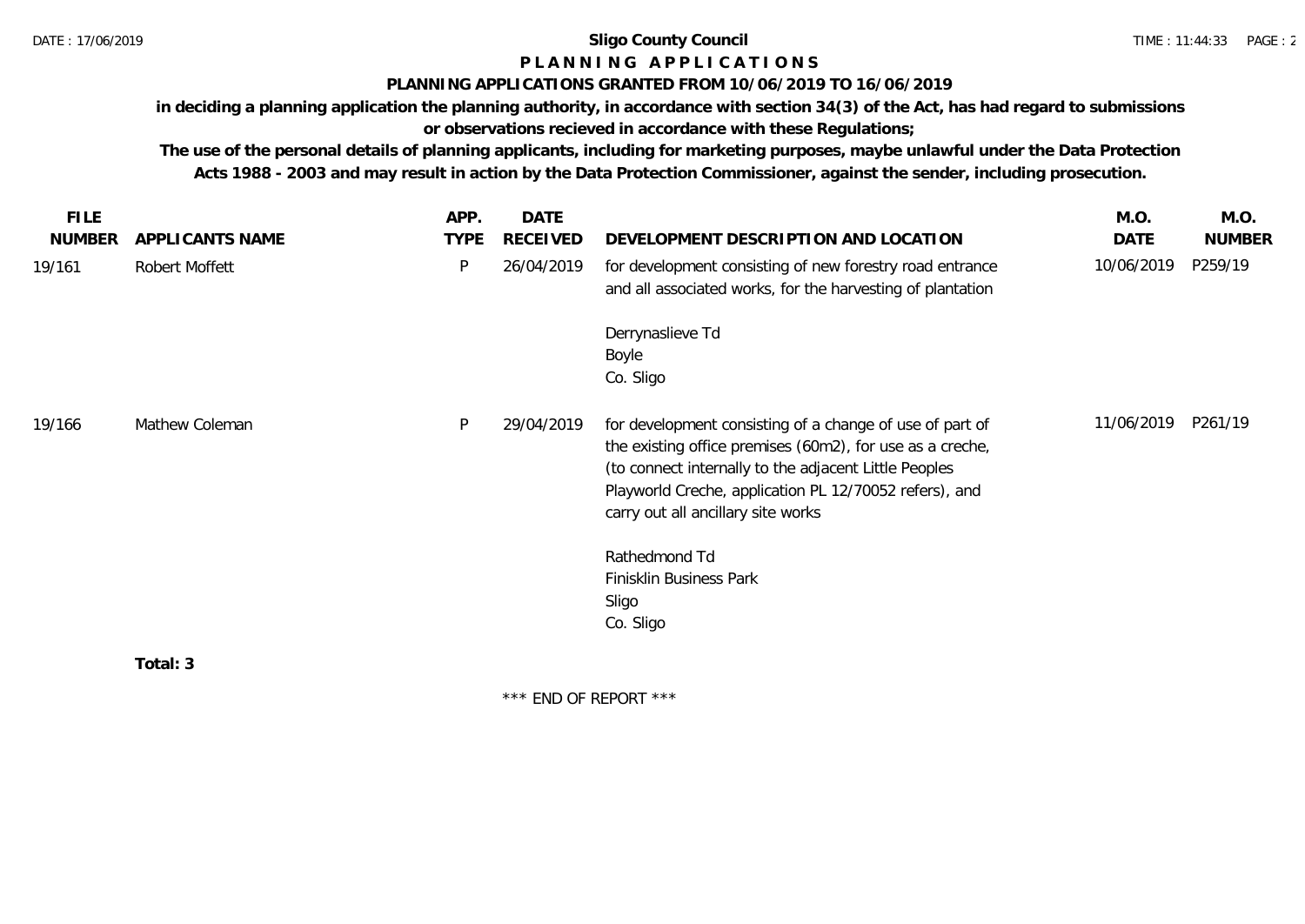# Sligo County Council

## P L A N N I N G   A P P L I C A T I O N S

### PLANNING APPLICATIONS GRANTED FROM 10/06/2019 TO 16/06/2019

**in deciding a planning application the planning authority, in accordance with section 34(3) of the Act, has had regard to submissions or observations recieved in accordance with these Regulations;**

**The use of the personal details of planning applicants, including for marketing purposes, maybe unlawful under the Data Protection Acts 1988 - 2003 and may result in action by the Data Protection Commissioner, against the sender, including prosecution.**

| FILE NUMBER | APPLICANTS NAME | APP. TYPE | DATE RECEIVED | DEVELOPMENT DESCRIPTION AND LOCATION | M.O. DATE | M.O. NUMBER |
|---|---|---|---|---|---|---|
| 19/161 | Robert Moffett | P | 26/04/2019 | for development consisting of new forestry road entrance and all associated works, for the harvesting of plantation<br><br>Derrynaslieve Td<br>Boyle<br>Co. Sligo | 10/06/2019 | P259/19 |
| 19/166 | Mathew Coleman | P | 29/04/2019 | for development consisting of a change of use of part of the existing office premises (60m2), for use as a creche, (to connect internally to the adjacent Little Peoples Playworld Creche, application PL 12/70052 refers), and carry out all ancillary site works<br><br>Rathedmond Td<br>Finisklin Business Park<br>Sligo<br>Co. Sligo | 11/06/2019 | P261/19 |

**Total: 3**

\*\*\* END OF REPORT \*\*\*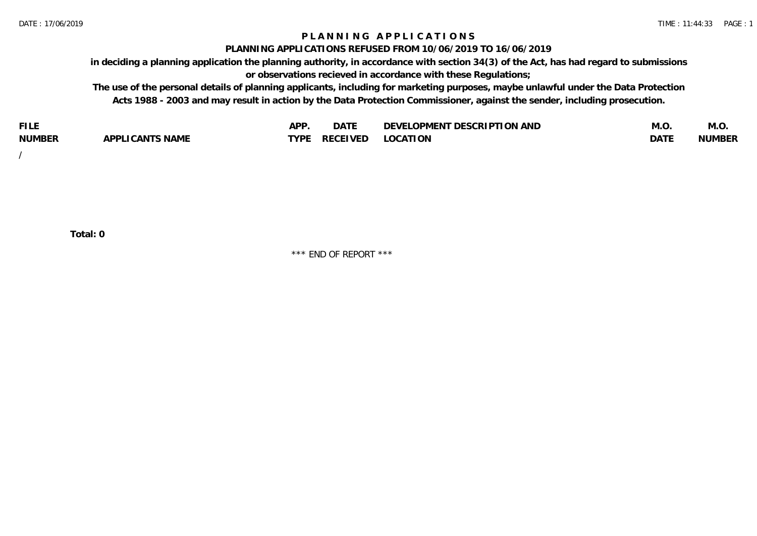# PLANNING APPLICATIONS

## PLANNING APPLICATIONS REFUSED FROM 10/06/2019 TO 16/06/2019

**in deciding a planning application the planning authority, in accordance with section 34(3) of the Act, has had regard to submissions or observations recieved in accordance with these Regulations;**

**The use of the personal details of planning applicants, including for marketing purposes, maybe unlawful under the Data Protection Acts 1988 - 2003 and may result in action by the Data Protection Commissioner, against the sender, including prosecution.**

| FILE NUMBER | APPLICANTS NAME | APP. TYPE | DATE RECEIVED | DEVELOPMENT DESCRIPTION AND LOCATION | M.O. DATE | M.O. NUMBER |
|---|---|---|---|---|---|---|
| / | | | | | | |

**Total: 0**

*** END OF REPORT ***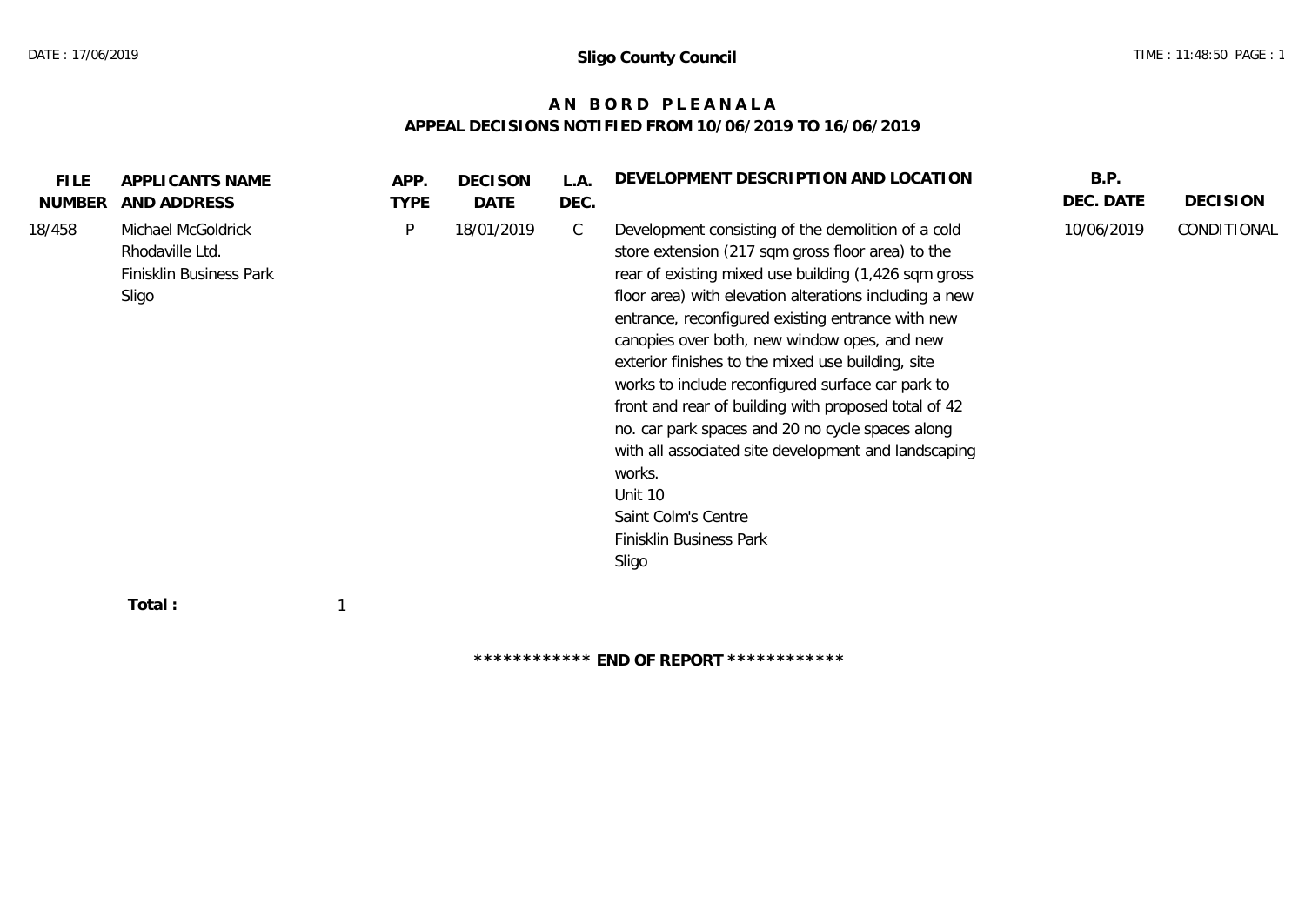**Sligo County Council**

# A N B O R D P L E A N A L A

## APPEAL DECISIONS NOTIFIED FROM 10/06/2019 TO 16/06/2019

| FILE NUMBER | APPLICANTS NAME AND ADDRESS | APP. TYPE | DECISON DATE | L.A. DEC. | DEVELOPMENT DESCRIPTION AND LOCATION | B.P. DEC. DATE | DECISION |
|---|---|---|---|---|---|---|---|
| 18/458 | Michael McGoldrick<br>Rhodaville Ltd.<br>Finisklin Business Park<br>Sligo | P | 18/01/2019 | C | Development consisting of the demolition of a cold store extension (217 sqm gross floor area) to the rear of existing mixed use building (1,426 sqm gross floor area) with elevation alterations including a new entrance, reconfigured existing entrance with new canopies over both, new window opes, and new exterior finishes to the mixed use building, site works to include reconfigured surface car park to front and rear of building with proposed total of 42 no. car park spaces and 20 no cycle spaces along with all associated site development and landscaping works.<br>Unit 10<br>Saint Colm's Centre<br>Finisklin Business Park<br>Sligo | 10/06/2019 | CONDITIONAL |

**Total :** 1

**\*\*\*\*\*\*\*\*\*\*\*\* END OF REPORT \*\*\*\*\*\*\*\*\*\*\*\***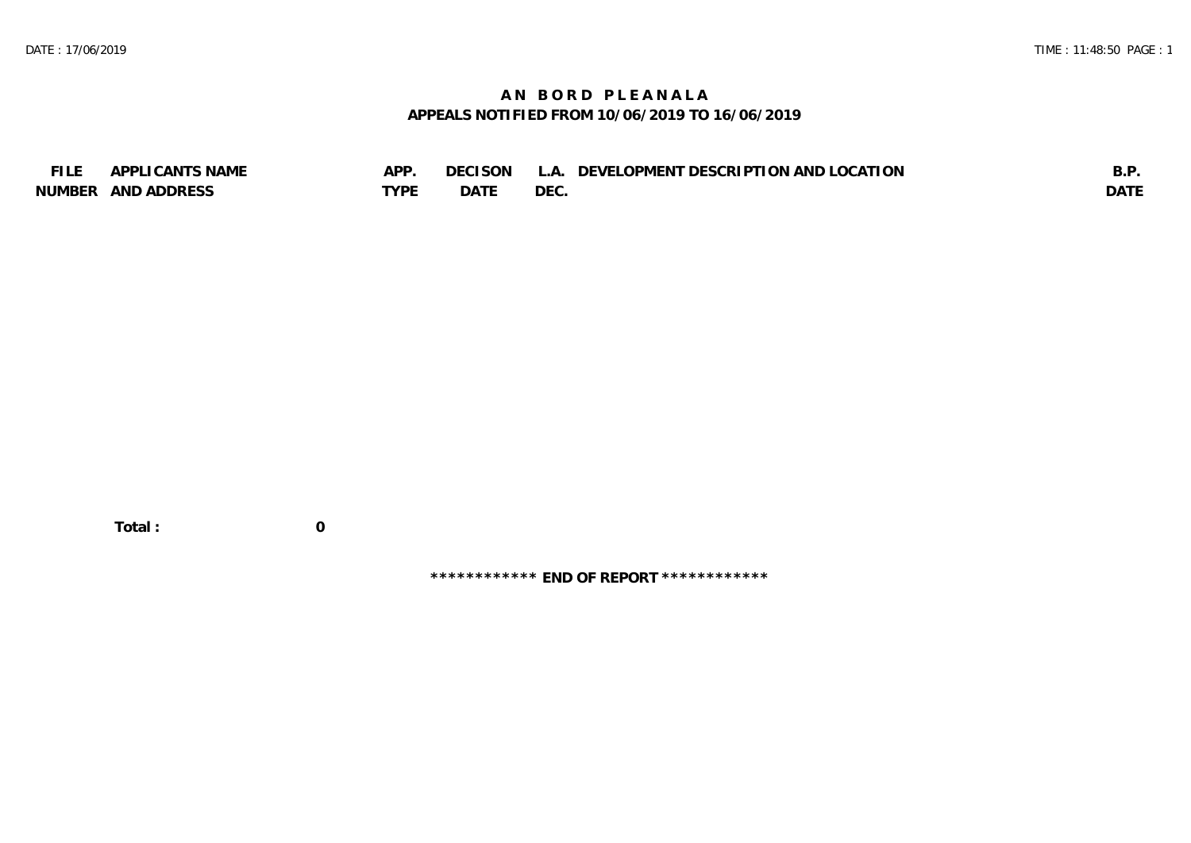# A N B O R D P L E A N A L A

## APPEALS NOTIFIED FROM 10/06/2019 TO 16/06/2019

| FILE NUMBER | APPLICANTS NAME AND ADDRESS | APP. TYPE | DECISON DATE | L.A. DEC. | DEVELOPMENT DESCRIPTION AND LOCATION | B.P. DATE |
|---|---|---|---|---|---|---|

**Total : 0**

**\************ END OF REPORT \************